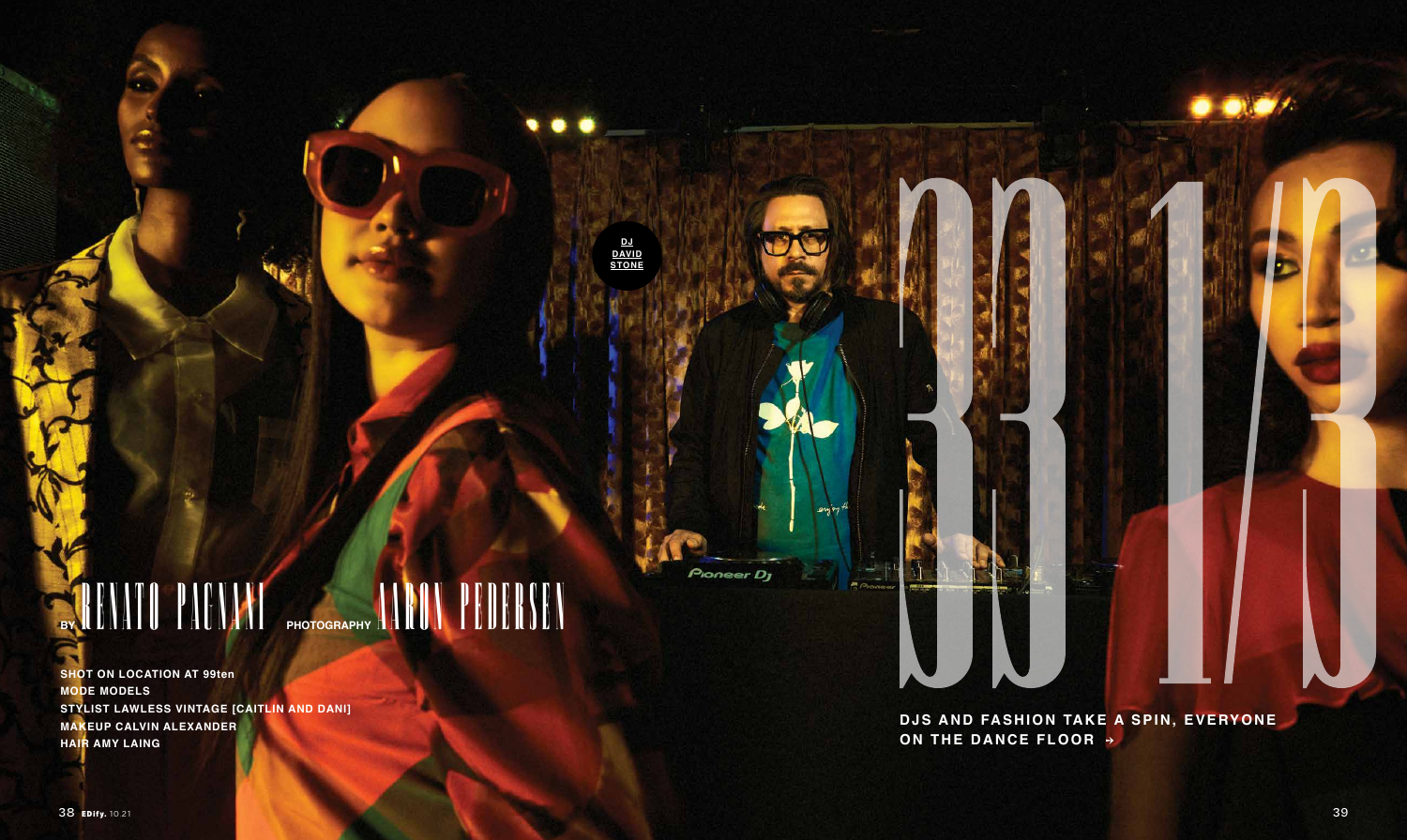# 33 1/3

DJS AND FASHION TAKE A SPIN, EVERYONE ON THE DANCE FLOOR →

BY RENATO PAGNANI PHOTOGRAPHY AARON PEDERSEN

SHOT ON LOCATION AT 99ten
MODE MODELS
STYLIST LAWLESS VINTAGE [CAITLIN AND DANI]
MAKEUP CALVIN ALEXANDER
HAIR AMY LAING

DJ DAVID STONE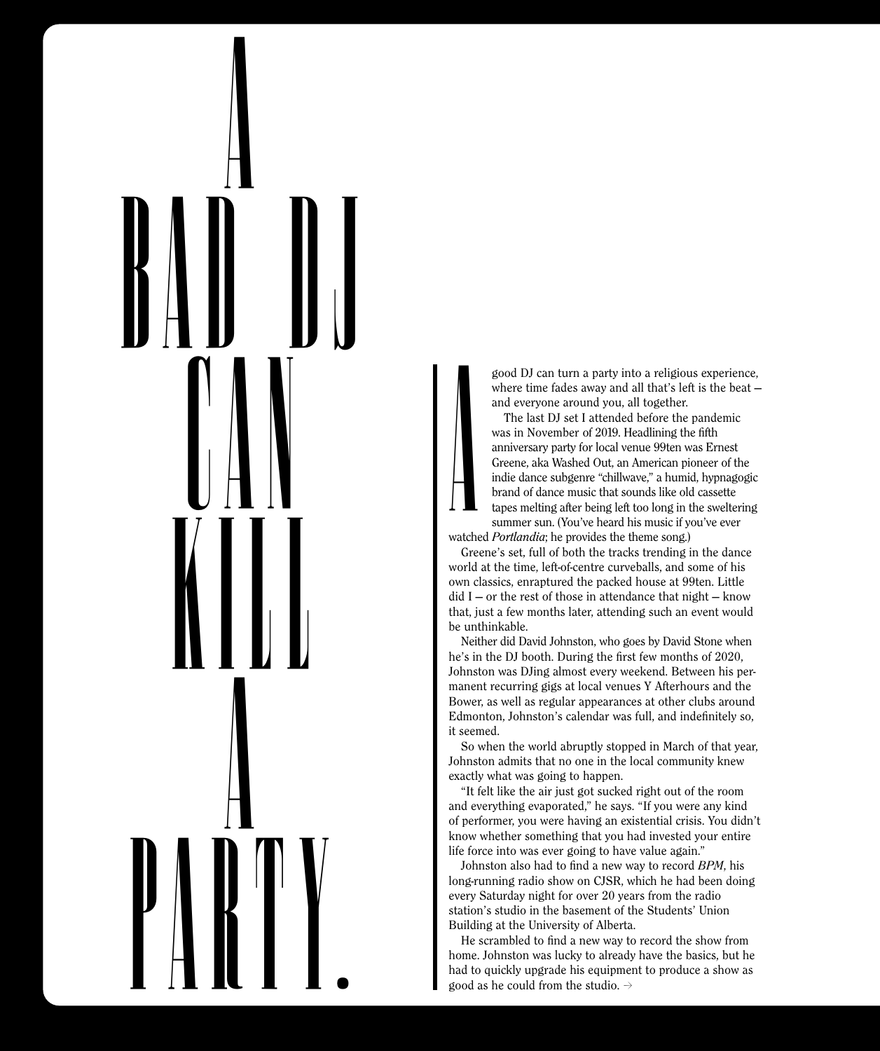# A BAD DJ CAN KILL A PARTY.

A good DJ can turn a party into a religious experience, where time fades away and all that's left is the beat — and everyone around you, all together.

The last DJ set I attended before the pandemic was in November of 2019. Headlining the fifth anniversary party for local venue 99ten was Ernest Greene, aka Washed Out, an American pioneer of the indie dance subgenre "chillwave," a humid, hypnagogic brand of dance music that sounds like old cassette tapes melting after being left too long in the sweltering summer sun. (You've heard his music if you've ever watched *Portlandia*; he provides the theme song.)

Greene's set, full of both the tracks trending in the dance world at the time, left-of-centre curveballs, and some of his own classics, enraptured the packed house at 99ten. Little did I — or the rest of those in attendance that night — know that, just a few months later, attending such an event would be unthinkable.

Neither did David Johnston, who goes by David Stone when he's in the DJ booth. During the first few months of 2020, Johnston was DJing almost every weekend. Between his permanent recurring gigs at local venues Y Afterhours and the Bower, as well as regular appearances at other clubs around Edmonton, Johnston's calendar was full, and indefinitely so, it seemed.

So when the world abruptly stopped in March of that year, Johnston admits that no one in the local community knew exactly what was going to happen.

"It felt like the air just got sucked right out of the room and everything evaporated," he says. "If you were any kind of performer, you were having an existential crisis. You didn't know whether something that you had invested your entire life force into was ever going to have value again."

Johnston also had to find a new way to record *BPM*, his long-running radio show on CJSR, which he had been doing every Saturday night for over 20 years from the radio station's studio in the basement of the Students' Union Building at the University of Alberta.

He scrambled to find a new way to record the show from home. Johnston was lucky to already have the basics, but he had to quickly upgrade his equipment to produce a show as good as he could from the studio. →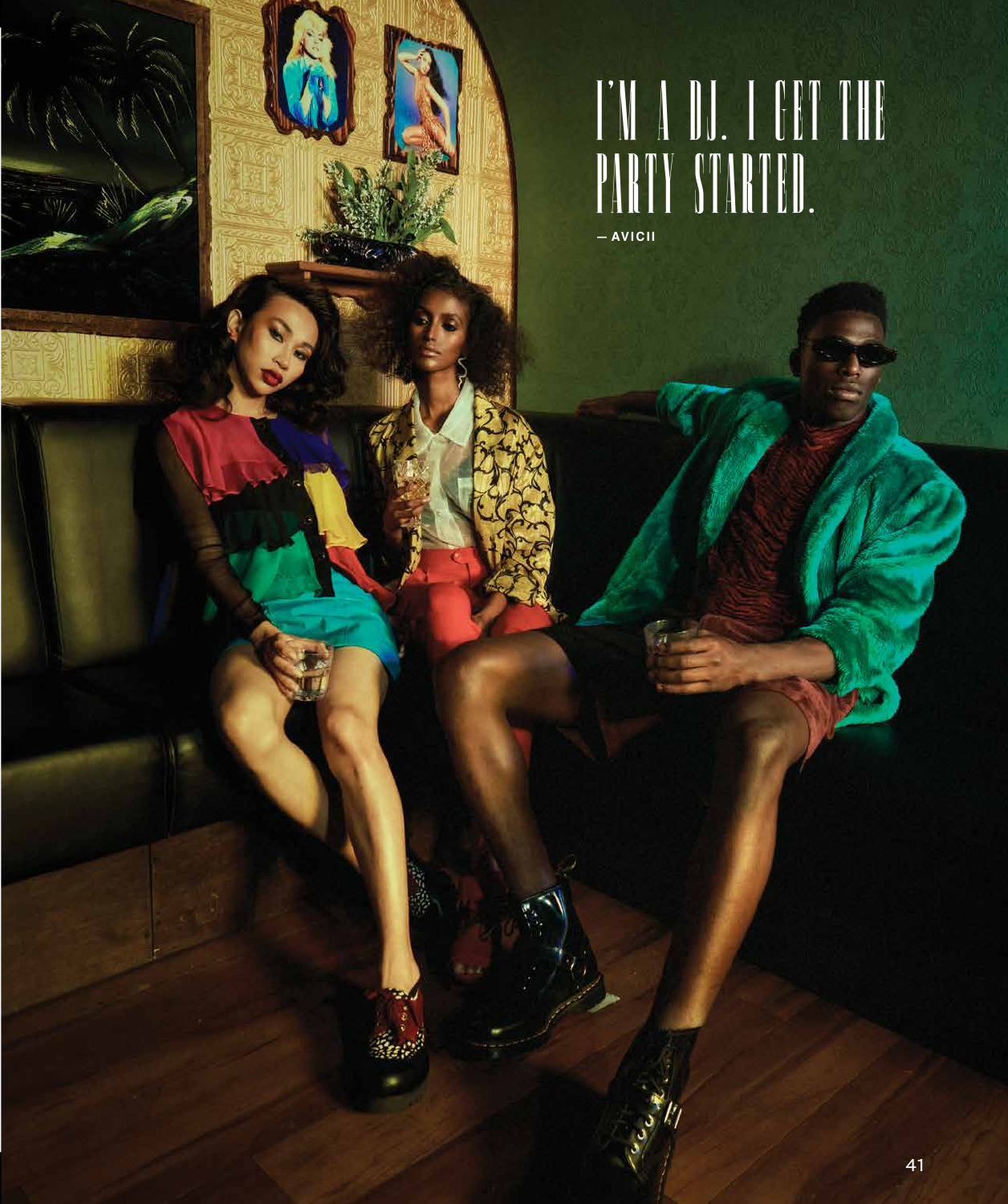# I'M A DJ. I GET THE PARTY STARTED.

— AVICII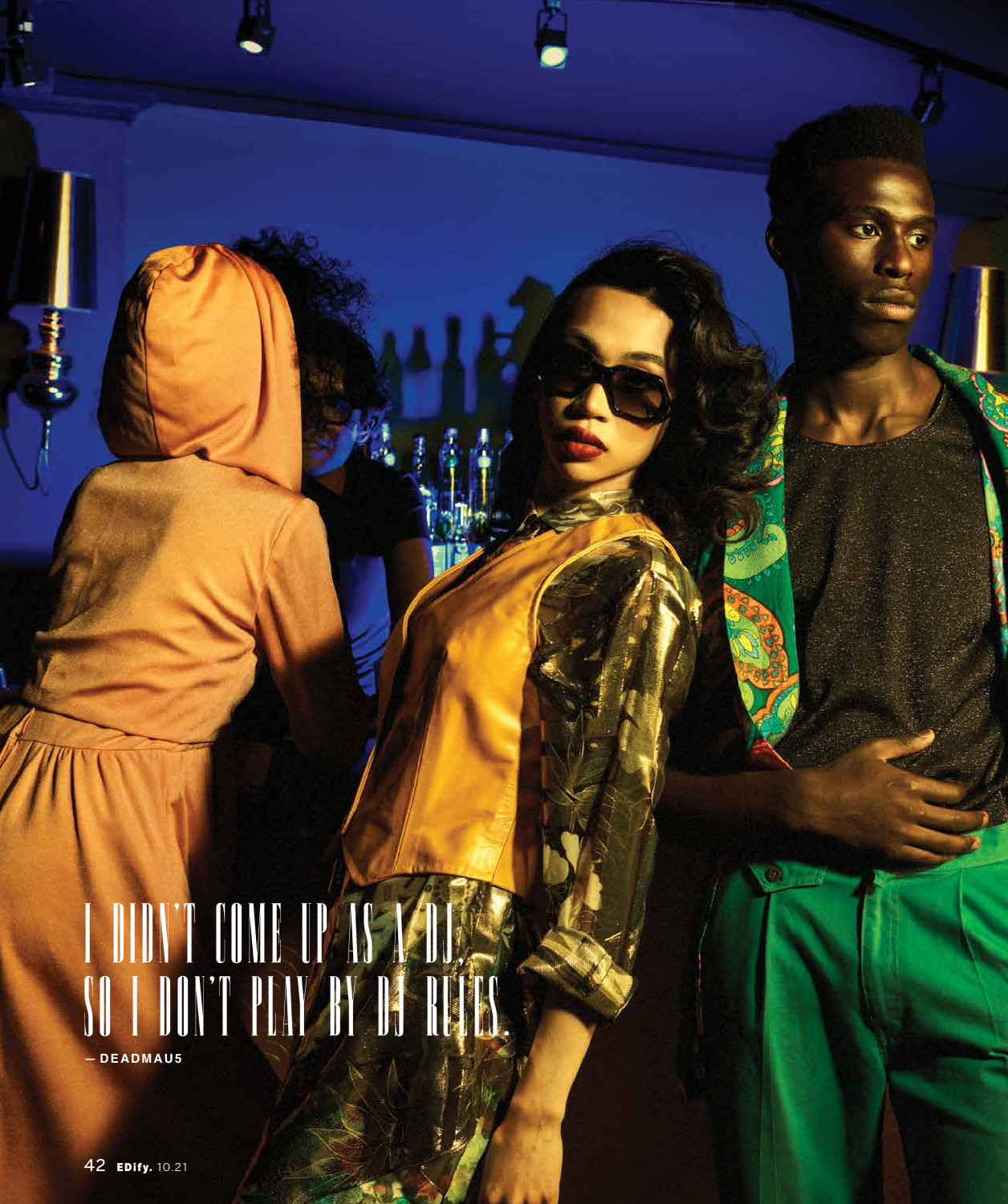# I DIDN'T COME UP AS A DJ, SO I DON'T PLAY BY DJ RULES.

— DEADMAU5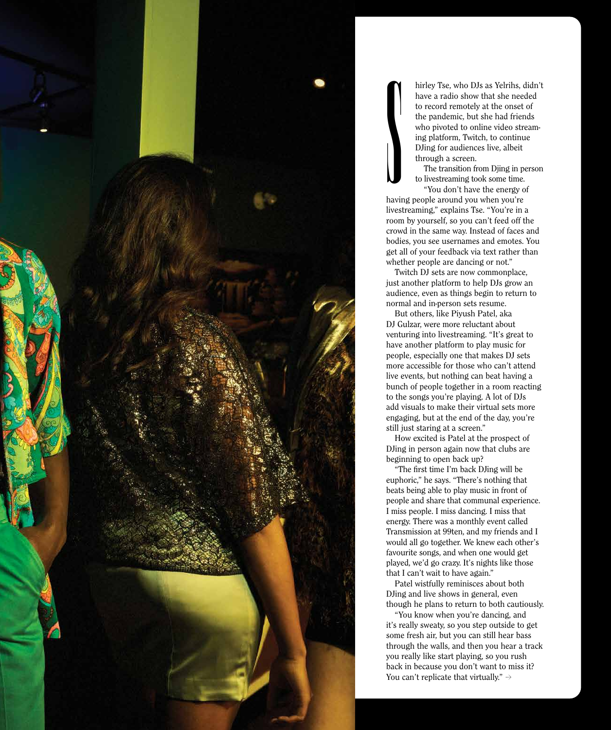Shirley Tse, who DJs as Yelrihs, didn't have a radio show that she needed to record remotely at the onset of the pandemic, but she had friends who pivoted to online video streaming platform, Twitch, to continue DJing for audiences live, albeit through a screen.

The transition from Djing in person to livestreaming took some time.

"You don't have the energy of having people around you when you're livestreaming," explains Tse. "You're in a room by yourself, so you can't feed off the crowd in the same way. Instead of faces and bodies, you see usernames and emotes. You get all of your feedback via text rather than whether people are dancing or not."

Twitch DJ sets are now commonplace, just another platform to help DJs grow an audience, even as things begin to return to normal and in-person sets resume.

But others, like Piyush Patel, aka DJ Gulzar, were more reluctant about venturing into livestreaming. "It's great to have another platform to play music for people, especially one that makes DJ sets more accessible for those who can't attend live events, but nothing can beat having a bunch of people together in a room reacting to the songs you're playing. A lot of DJs add visuals to make their virtual sets more engaging, but at the end of the day, you're still just staring at a screen."

How excited is Patel at the prospect of DJing in person again now that clubs are beginning to open back up?

"The first time I'm back DJing will be euphoric," he says. "There's nothing that beats being able to play music in front of people and share that communal experience. I miss people. I miss dancing. I miss that energy. There was a monthly event called Transmission at 99ten, and my friends and I would all go together. We knew each other's favourite songs, and when one would get played, we'd go crazy. It's nights like those that I can't wait to have again."

Patel wistfully reminisces about both DJing and live shows in general, even though he plans to return to both cautiously.

"You know when you're dancing, and it's really sweaty, so you step outside to get some fresh air, but you can still hear bass through the walls, and then you hear a track you really like start playing, so you rush back in because you don't want to miss it? You can't replicate that virtually." →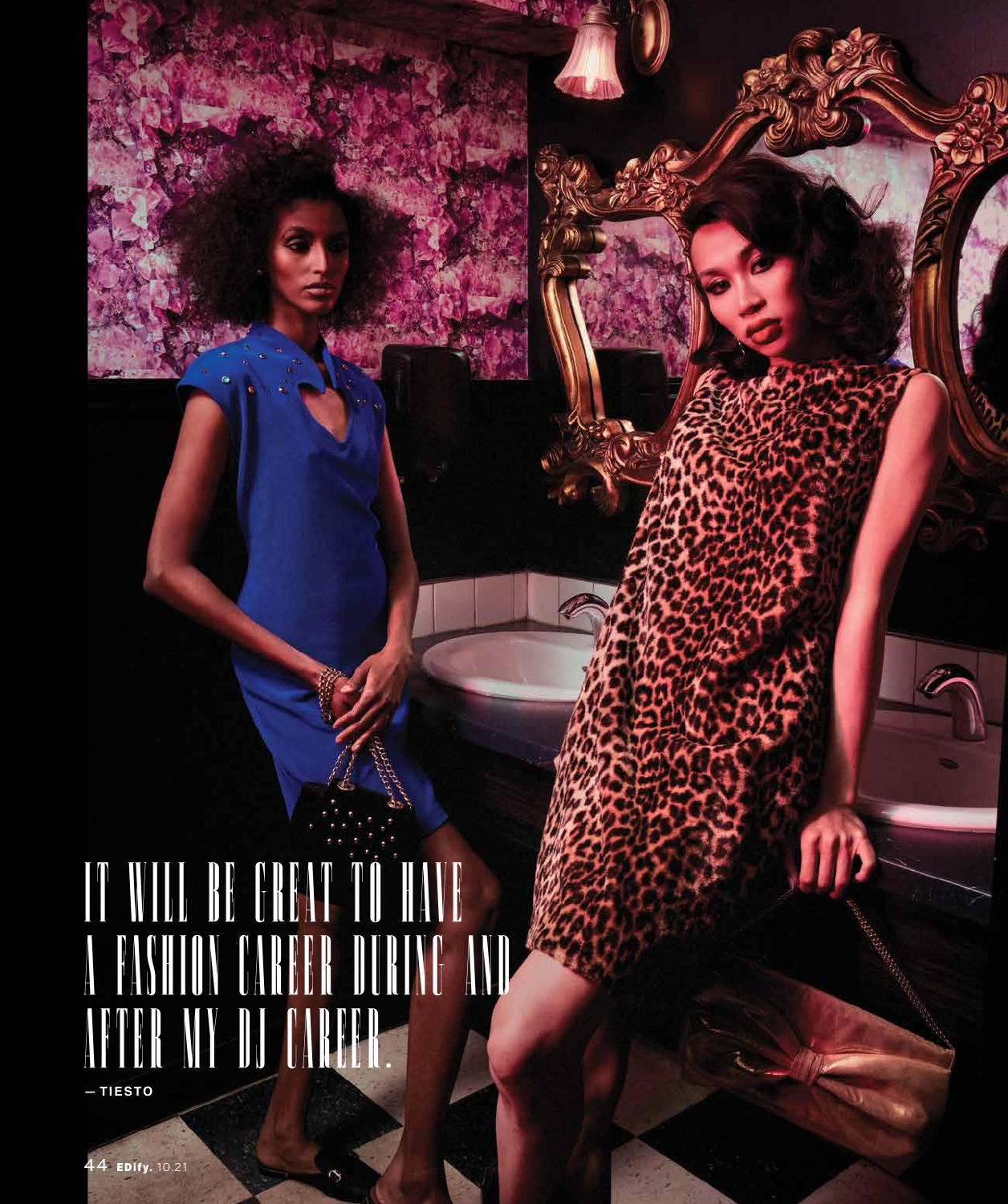IT WILL BE GREAT TO HAVE A FASHION CAREER DURING AND AFTER MY DJ CAREER.

— TIESTO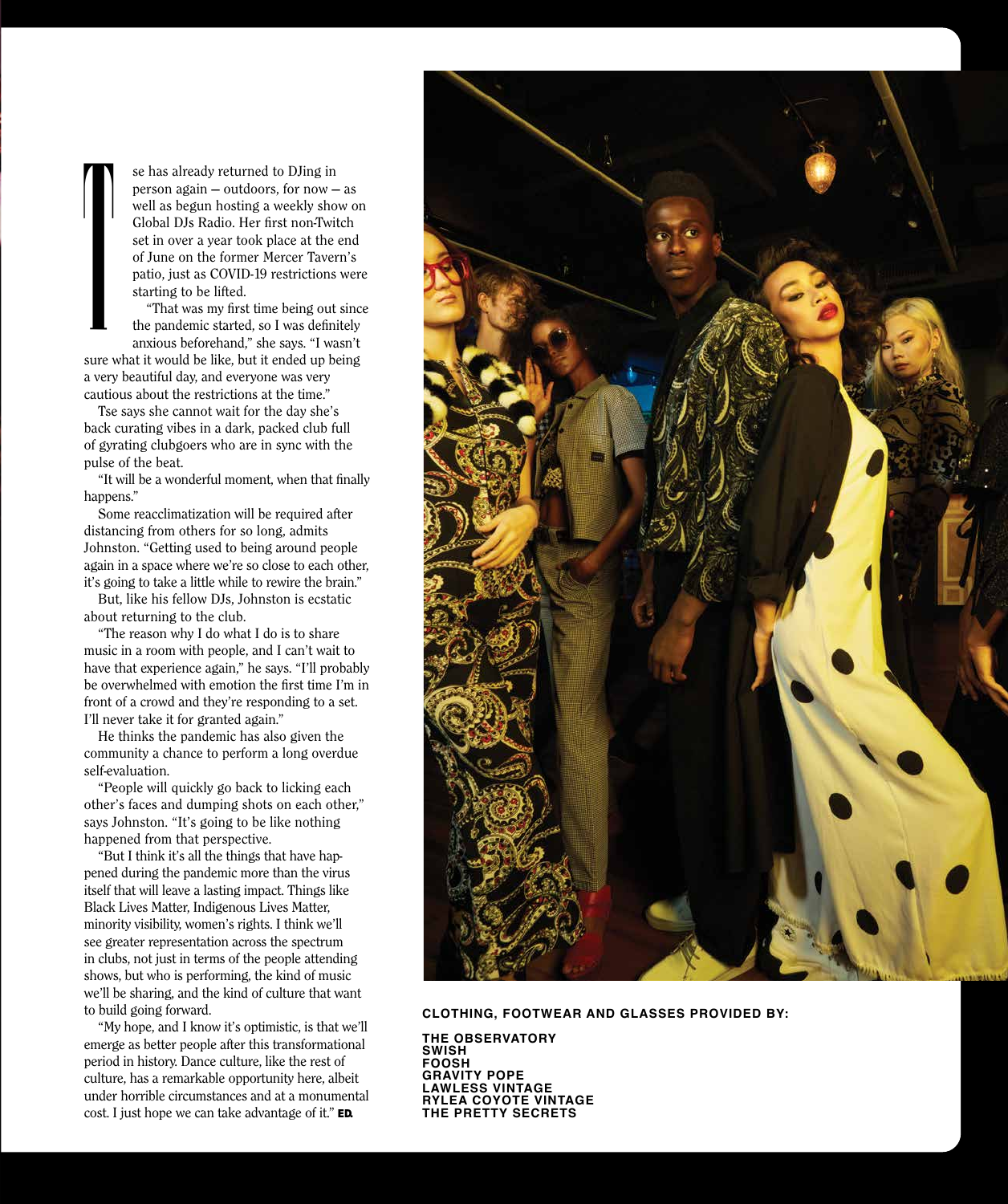Tse has already returned to DJing in person again — outdoors, for now — as well as begun hosting a weekly show on Global DJs Radio. Her first non-Twitch set in over a year took place at the end of June on the former Mercer Tavern's patio, just as COVID-19 restrictions were starting to be lifted.

"That was my first time being out since the pandemic started, so I was definitely anxious beforehand," she says. "I wasn't sure what it would be like, but it ended up being a very beautiful day, and everyone was very cautious about the restrictions at the time."

Tse says she cannot wait for the day she's back curating vibes in a dark, packed club full of gyrating clubgoers who are in sync with the pulse of the beat.

"It will be a wonderful moment, when that finally happens."

Some reacclimatization will be required after distancing from others for so long, admits Johnston. "Getting used to being around people again in a space where we're so close to each other, it's going to take a little while to rewire the brain."

But, like his fellow DJs, Johnston is ecstatic about returning to the club.

"The reason why I do what I do is to share music in a room with people, and I can't wait to have that experience again," he says. "I'll probably be overwhelmed with emotion the first time I'm in front of a crowd and they're responding to a set. I'll never take it for granted again."

He thinks the pandemic has also given the community a chance to perform a long overdue self-evaluation.

"People will quickly go back to licking each other's faces and dumping shots on each other," says Johnston. "It's going to be like nothing happened from that perspective.

"But I think it's all the things that have happened during the pandemic more than the virus itself that will leave a lasting impact. Things like Black Lives Matter, Indigenous Lives Matter, minority visibility, women's rights. I think we'll see greater representation across the spectrum in clubs, not just in terms of the people attending shows, but who is performing, the kind of music we'll be sharing, and the kind of culture that want to build going forward.

"My hope, and I know it's optimistic, is that we'll emerge as better people after this transformational period in history. Dance culture, like the rest of culture, has a remarkable opportunity here, albeit under horrible circumstances and at a monumental cost. I just hope we can take advantage of it." **ED.**

**CLOTHING, FOOTWEAR AND GLASSES PROVIDED BY:**

**THE OBSERVATORY**
**SWISH**
**FOOSH**
**GRAVITY POPE**
**LAWLESS VINTAGE**
**RYLEA COYOTE VINTAGE**
**THE PRETTY SECRETS**